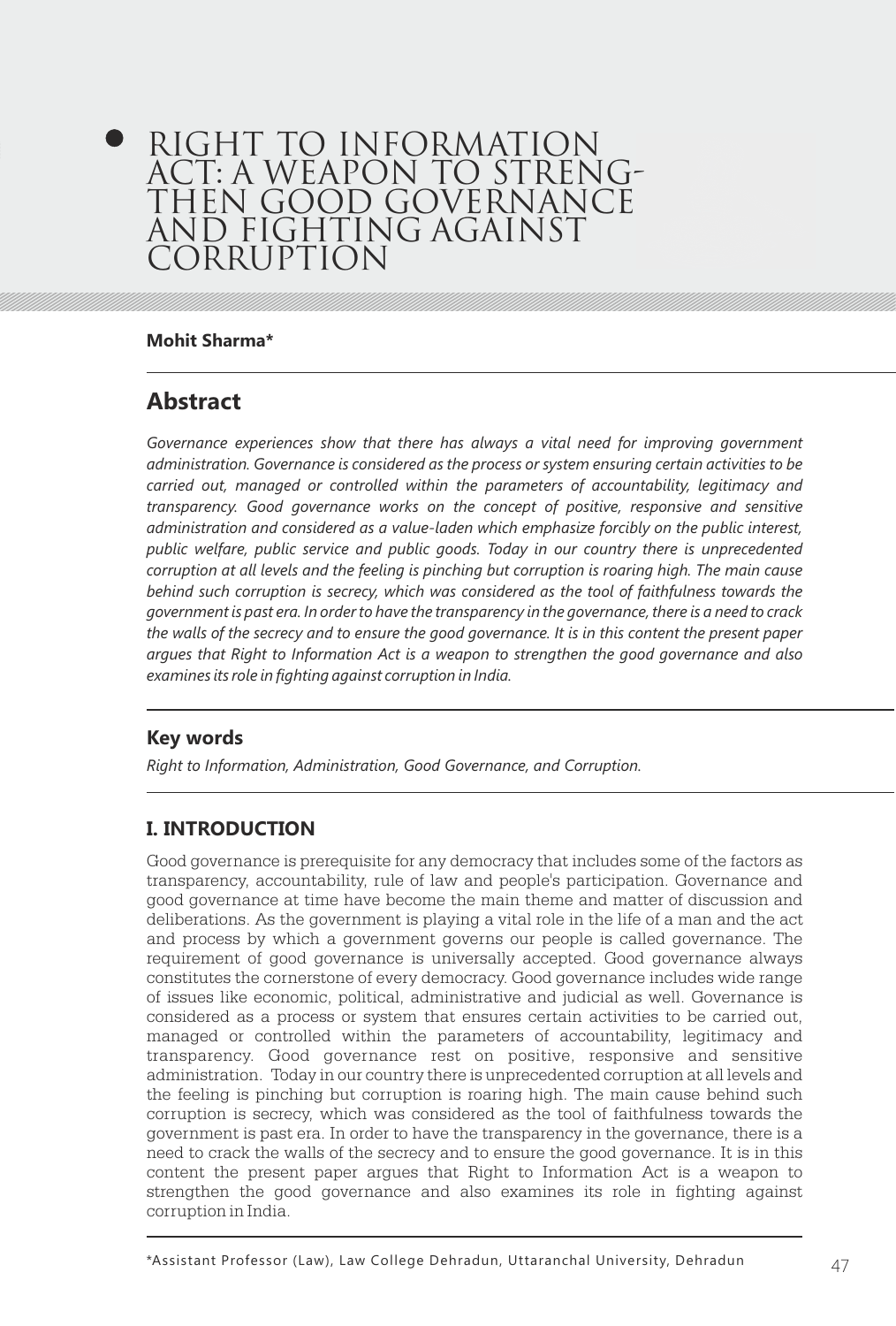# RIGHT TO INFORMATION ACT: A WEAPON TO STRENGTHEN GOOD GOVERNANCE AND FIGHTING AGAINST CORRUPTION

**Mohit Sharma***

## Abstract

*Governance experiences show that there has always a vital need for improving government administration. Governance is considered as the process or system ensuring certain activities to be carried out, managed or controlled within the parameters of accountability, legitimacy and transparency. Good governance works on the concept of positive, responsive and sensitive administration and considered as a value-laden which emphasize forcibly on the public interest, public welfare, public service and public goods. Today in our country there is unprecedented corruption at all levels and the feeling is pinching but corruption is roaring high. The main cause behind such corruption is secrecy, which was considered as the tool of faithfulness towards the government is past era. In order to have the transparency in the governance, there is a need to crack the walls of the secrecy and to ensure the good governance. It is in this content the present paper argues that Right to Information Act is a weapon to strengthen the good governance and also examines its role in fighting against corruption in India.*

### Key words

*Right to Information, Administration, Good Governance, and Corruption.*

## I. INTRODUCTION

Good governance is prerequisite for any democracy that includes some of the factors as transparency, accountability, rule of law and people's participation. Governance and good governance at time have become the main theme and matter of discussion and deliberations. As the government is playing a vital role in the life of a man and the act and process by which a government governs our people is called governance. The requirement of good governance is universally accepted. Good governance always constitutes the cornerstone of every democracy. Good governance includes wide range of issues like economic, political, administrative and judicial as well. Governance is considered as a process or system that ensures certain activities to be carried out, managed or controlled within the parameters of accountability, legitimacy and transparency. Good governance rest on positive, responsive and sensitive administration. Today in our country there is unprecedented corruption at all levels and the feeling is pinching but corruption is roaring high. The main cause behind such corruption is secrecy, which was considered as the tool of faithfulness towards the government is past era. In order to have the transparency in the governance, there is a need to crack the walls of the secrecy and to ensure the good governance. It is in this content the present paper argues that Right to Information Act is a weapon to strengthen the good governance and also examines its role in fighting against corruption in India.

*Assistant Professor (Law), Law College Dehradun, Uttaranchal University, Dehradun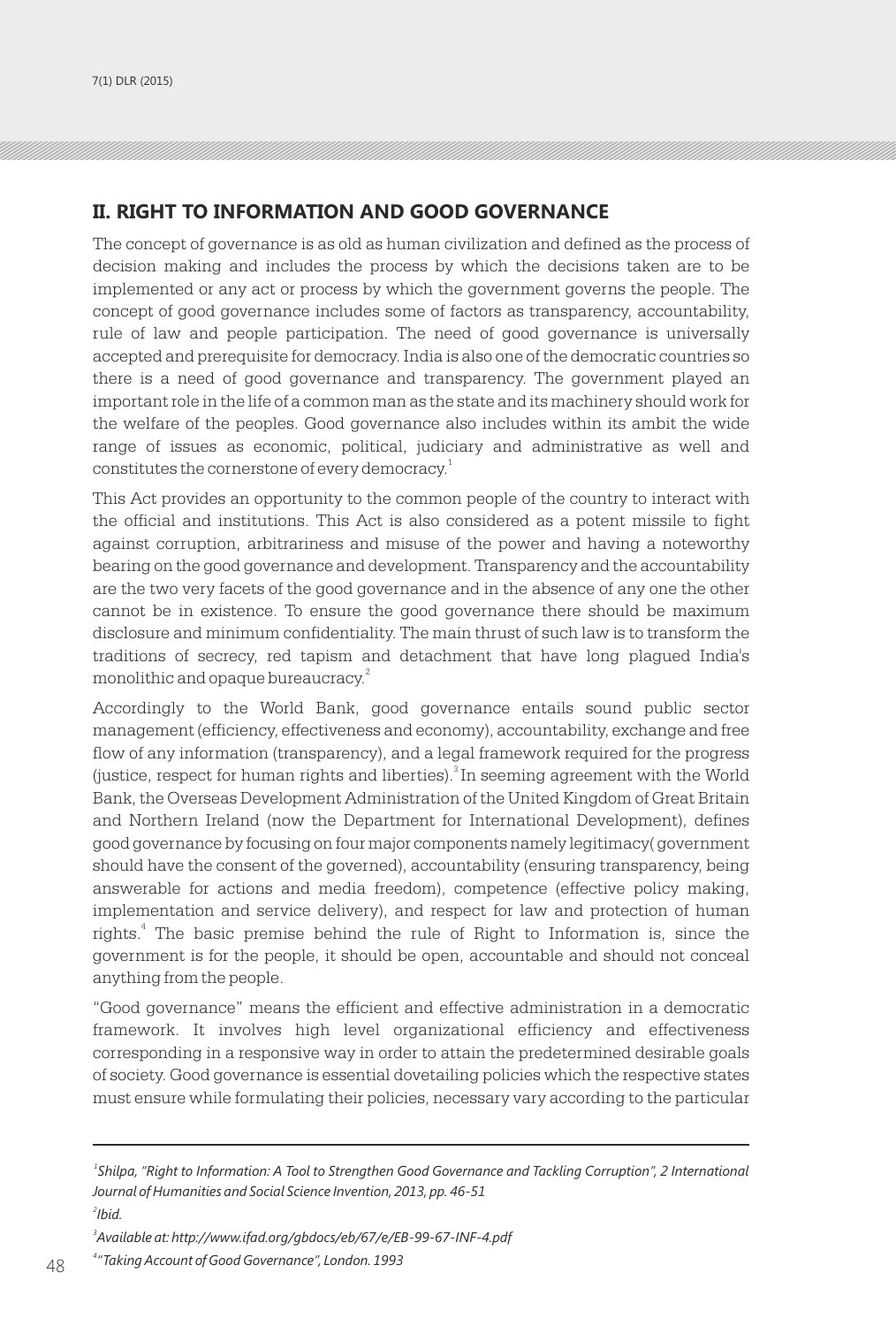## II. RIGHT TO INFORMATION AND GOOD GOVERNANCE

The concept of governance is as old as human civilization and defined as the process of decision making and includes the process by which the decisions taken are to be implemented or any act or process by which the government governs the people. The concept of good governance includes some of factors as transparency, accountability, rule of law and people participation. The need of good governance is universally accepted and prerequisite for democracy. India is also one of the democratic countries so there is a need of good governance and transparency. The government played an important role in the life of a common man as the state and its machinery should work for the welfare of the peoples. Good governance also includes within its ambit the wide range of issues as economic, political, judiciary and administrative as well and constitutes the cornerstone of every democracy.[1]

This Act provides an opportunity to the common people of the country to interact with the official and institutions. This Act is also considered as a potent missile to fight against corruption, arbitrariness and misuse of the power and having a noteworthy bearing on the good governance and development. Transparency and the accountability are the two very facets of the good governance and in the absence of any one the other cannot be in existence. To ensure the good governance there should be maximum disclosure and minimum confidentiality. The main thrust of such law is to transform the traditions of secrecy, red tapism and detachment that have long plagued India's monolithic and opaque bureaucracy.[2]

Accordingly to the World Bank, good governance entails sound public sector management (efficiency, effectiveness and economy), accountability, exchange and free flow of any information (transparency), and a legal framework required for the progress (justice, respect for human rights and liberties).[3] In seeming agreement with the World Bank, the Overseas Development Administration of the United Kingdom of Great Britain and Northern Ireland (now the Department for International Development), defines good governance by focusing on four major components namely legitimacy( government should have the consent of the governed), accountability (ensuring transparency, being answerable for actions and media freedom), competence (effective policy making, implementation and service delivery), and respect for law and protection of human rights.[4] The basic premise behind the rule of Right to Information is, since the government is for the people, it should be open, accountable and should not conceal anything from the people.

"Good governance" means the efficient and effective administration in a democratic framework. It involves high level organizational efficiency and effectiveness corresponding in a responsive way in order to attain the predetermined desirable goals of society. Good governance is essential dovetailing policies which the respective states must ensure while formulating their policies, necessary vary according to the particular

---

[1] *Shilpa, "Right to Information: A Tool to Strengthen Good Governance and Tackling Corruption", 2 International Journal of Humanities and Social Science Invention, 2013, pp. 46-51*

[2] *Ibid.*

[3] *Available at: http://www.ifad.org/gbdocs/eb/67/e/EB-99-67-INF-4.pdf*

[4] *"Taking Account of Good Governance", London. 1993*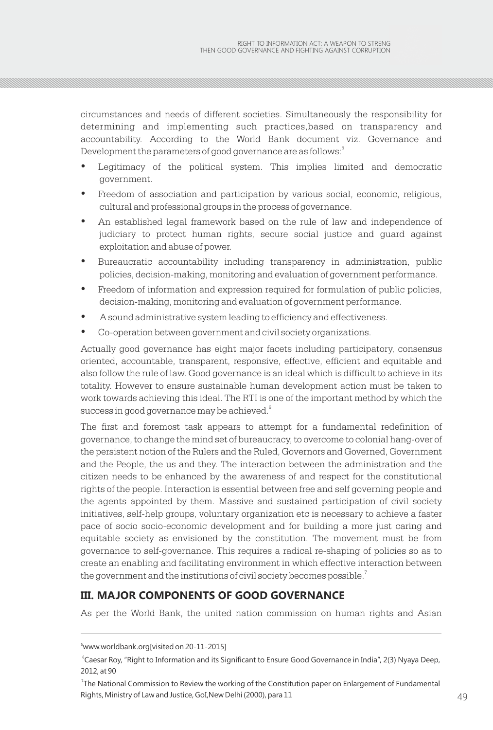circumstances and needs of different societies. Simultaneously the responsibility for determining and implementing such practices,based on transparency and accountability. According to the World Bank document viz. Governance and Development the parameters of good governance are as follows:[5]

- Legitimacy of the political system. This implies limited and democratic government.
- Freedom of association and participation by various social, economic, religious, cultural and professional groups in the process of governance.
- An established legal framework based on the rule of law and independence of judiciary to protect human rights, secure social justice and guard against exploitation and abuse of power.
- Bureaucratic accountability including transparency in administration, public policies, decision-making, monitoring and evaluation of government performance.
- Freedom of information and expression required for formulation of public policies, decision-making, monitoring and evaluation of government performance.
- A sound administrative system leading to efficiency and effectiveness.
- Co-operation between government and civil society organizations.

Actually good governance has eight major facets including participatory, consensus oriented, accountable, transparent, responsive, effective, efficient and equitable and also follow the rule of law. Good governance is an ideal which is difficult to achieve in its totality. However to ensure sustainable human development action must be taken to work towards achieving this ideal. The RTI is one of the important method by which the success in good governance may be achieved.[6]

The first and foremost task appears to attempt for a fundamental redefinition of governance, to change the mind set of bureaucracy, to overcome to colonial hang-over of the persistent notion of the Rulers and the Ruled, Governors and Governed, Government and the People, the us and they. The interaction between the administration and the citizen needs to be enhanced by the awareness of and respect for the constitutional rights of the people. Interaction is essential between free and self governing people and the agents appointed by them. Massive and sustained participation of civil society initiatives, self-help groups, voluntary organization etc is necessary to achieve a faster pace of socio socio-economic development and for building a more just caring and equitable society as envisioned by the constitution. The movement must be from governance to self-governance. This requires a radical re-shaping of policies so as to create an enabling and facilitating environment in which effective interaction between the government and the institutions of civil society becomes possible.[7]

## III. MAJOR COMPONENTS OF GOOD GOVERNANCE

As per the World Bank, the united nation commission on human rights and Asian

---

[5] www.worldbank.org[visited on 20-11-2015]

[6] Caesar Roy, "Right to Information and its Significant to Ensure Good Governance in India", 2(3) Nyaya Deep, 2012, at 90

[7] The National Commission to Review the working of the Constitution paper on Enlargement of Fundamental Rights, Ministry of Law and Justice, GoI,New Delhi (2000), para 11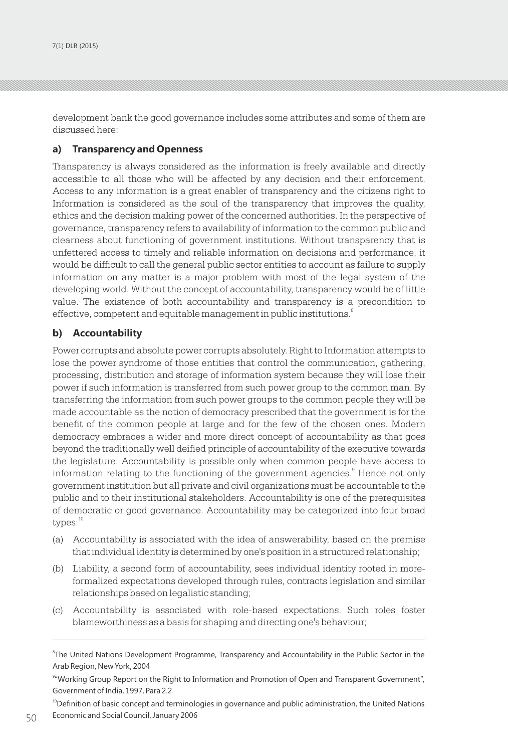development bank the good governance includes some attributes and some of them are discussed here:

### a) Transparency and Openness

Transparency is always considered as the information is freely available and directly accessible to all those who will be affected by any decision and their enforcement. Access to any information is a great enabler of transparency and the citizens right to Information is considered as the soul of the transparency that improves the quality, ethics and the decision making power of the concerned authorities. In the perspective of governance, transparency refers to availability of information to the common public and clearness about functioning of government institutions. Without transparency that is unfettered access to timely and reliable information on decisions and performance, it would be difficult to call the general public sector entities to account as failure to supply information on any matter is a major problem with most of the legal system of the developing world. Without the concept of accountability, transparency would be of little value. The existence of both accountability and transparency is a precondition to effective, competent and equitable management in public institutions.[8]

### b) Accountability

Power corrupts and absolute power corrupts absolutely. Right to Information attempts to lose the power syndrome of those entities that control the communication, gathering, processing, distribution and storage of information system because they will lose their power if such information is transferred from such power group to the common man. By transferring the information from such power groups to the common people they will be made accountable as the notion of democracy prescribed that the government is for the benefit of the common people at large and for the few of the chosen ones. Modern democracy embraces a wider and more direct concept of accountability as that goes beyond the traditionally well deified principle of accountability of the executive towards the legislature. Accountability is possible only when common people have access to information relating to the functioning of the government agencies.[9] Hence not only government institution but all private and civil organizations must be accountable to the public and to their institutional stakeholders. Accountability is one of the prerequisites of democratic or good governance. Accountability may be categorized into four broad types:[10]

(a) Accountability is associated with the idea of answerability, based on the premise that individual identity is determined by one's position in a structured relationship;

(b) Liability, a second form of accountability, sees individual identity rooted in more-formalized expectations developed through rules, contracts legislation and similar relationships based on legalistic standing;

(c) Accountability is associated with role-based expectations. Such roles foster blameworthiness as a basis for shaping and directing one's behaviour;

---

[8] The United Nations Development Programme, Transparency and Accountability in the Public Sector in the Arab Region, New York, 2004

[9] "Working Group Report on the Right to Information and Promotion of Open and Transparent Government", Government of India, 1997, Para 2.2

[10] Definition of basic concept and terminologies in governance and public administration, the United Nations Economic and Social Council, January 2006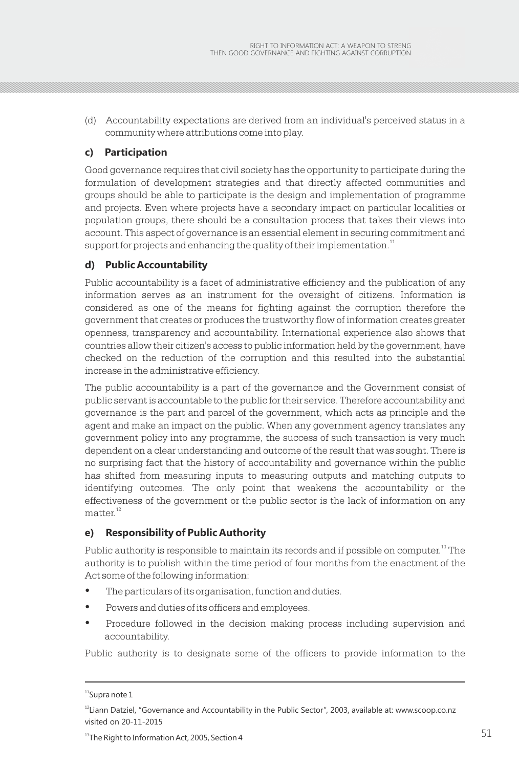(d) Accountability expectations are derived from an individual's perceived status in a community where attributions come into play.

### c) Participation

Good governance requires that civil society has the opportunity to participate during the formulation of development strategies and that directly affected communities and groups should be able to participate is the design and implementation of programme and projects. Even where projects have a secondary impact on particular localities or population groups, there should be a consultation process that takes their views into account. This aspect of governance is an essential element in securing commitment and support for projects and enhancing the quality of their implementation.[11]

### d) Public Accountability

Public accountability is a facet of administrative efficiency and the publication of any information serves as an instrument for the oversight of citizens. Information is considered as one of the means for fighting against the corruption therefore the government that creates or produces the trustworthy flow of information creates greater openness, transparency and accountability. International experience also shows that countries allow their citizen's access to public information held by the government, have checked on the reduction of the corruption and this resulted into the substantial increase in the administrative efficiency.

The public accountability is a part of the governance and the Government consist of public servant is accountable to the public for their service. Therefore accountability and governance is the part and parcel of the government, which acts as principle and the agent and make an impact on the public. When any government agency translates any government policy into any programme, the success of such transaction is very much dependent on a clear understanding and outcome of the result that was sought. There is no surprising fact that the history of accountability and governance within the public has shifted from measuring inputs to measuring outputs and matching outputs to identifying outcomes. The only point that weakens the accountability or the effectiveness of the government or the public sector is the lack of information on any matter.[12]

### e) Responsibility of Public Authority

Public authority is responsible to maintain its records and if possible on computer.[13] The authority is to publish within the time period of four months from the enactment of the Act some of the following information:

- The particulars of its organisation, function and duties.
- Powers and duties of its officers and employees.
- Procedure followed in the decision making process including supervision and accountability.

Public authority is to designate some of the officers to provide information to the

---

[11] Supra note 1

[12] Liann Datziel, "Governance and Accountability in the Public Sector", 2003, available at: www.scoop.co.nz visited on 20-11-2015

[13] The Right to Information Act, 2005, Section 4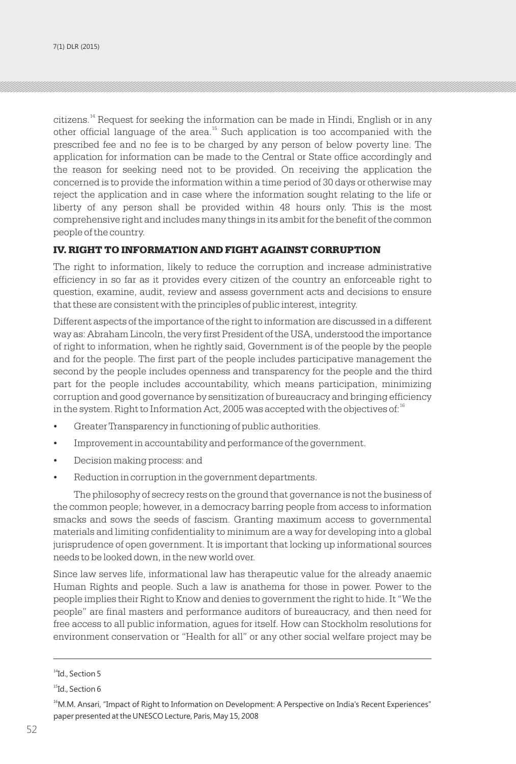citizens.[14] Request for seeking the information can be made in Hindi, English or in any other official language of the area.[15] Such application is too accompanied with the prescribed fee and no fee is to be charged by any person of below poverty line. The application for information can be made to the Central or State office accordingly and the reason for seeking need not to be provided. On receiving the application the concerned is to provide the information within a time period of 30 days or otherwise may reject the application and in case where the information sought relating to the life or liberty of any person shall be provided within 48 hours only. This is the most comprehensive right and includes many things in its ambit for the benefit of the common people of the country.

## IV. RIGHT TO INFORMATION AND FIGHT AGAINST CORRUPTION

The right to information, likely to reduce the corruption and increase administrative efficiency in so far as it provides every citizen of the country an enforceable right to question, examine, audit, review and assess government acts and decisions to ensure that these are consistent with the principles of public interest, integrity.

Different aspects of the importance of the right to information are discussed in a different way as: Abraham Lincoln, the very first President of the USA, understood the importance of right to information, when he rightly said, Government is of the people by the people and for the people. The first part of the people includes participative management the second by the people includes openness and transparency for the people and the third part for the people includes accountability, which means participation, minimizing corruption and good governance by sensitization of bureaucracy and bringing efficiency in the system. Right to Information Act, 2005 was accepted with the objectives of:[16]

- Greater Transparency in functioning of public authorities.
- Improvement in accountability and performance of the government.
- Decision making process: and
- Reduction in corruption in the government departments.

The philosophy of secrecy rests on the ground that governance is not the business of the common people; however, in a democracy barring people from access to information smacks and sows the seeds of fascism. Granting maximum access to governmental materials and limiting confidentiality to minimum are a way for developing into a global jurisprudence of open government. It is important that locking up informational sources needs to be looked down, in the new world over.

Since law serves life, informational law has therapeutic value for the already anaemic Human Rights and people. Such a law is anathema for those in power. Power to the people implies their Right to Know and denies to government the right to hide. It "We the people" are final masters and performance auditors of bureaucracy, and then need for free access to all public information, agues for itself. How can Stockholm resolutions for environment conservation or "Health for all" or any other social welfare project may be

---

[14] Id., Section 5

[15] Id., Section 6

[16] M.M. Ansari, "Impact of Right to Information on Development: A Perspective on India's Recent Experiences" paper presented at the UNESCO Lecture, Paris, May 15, 2008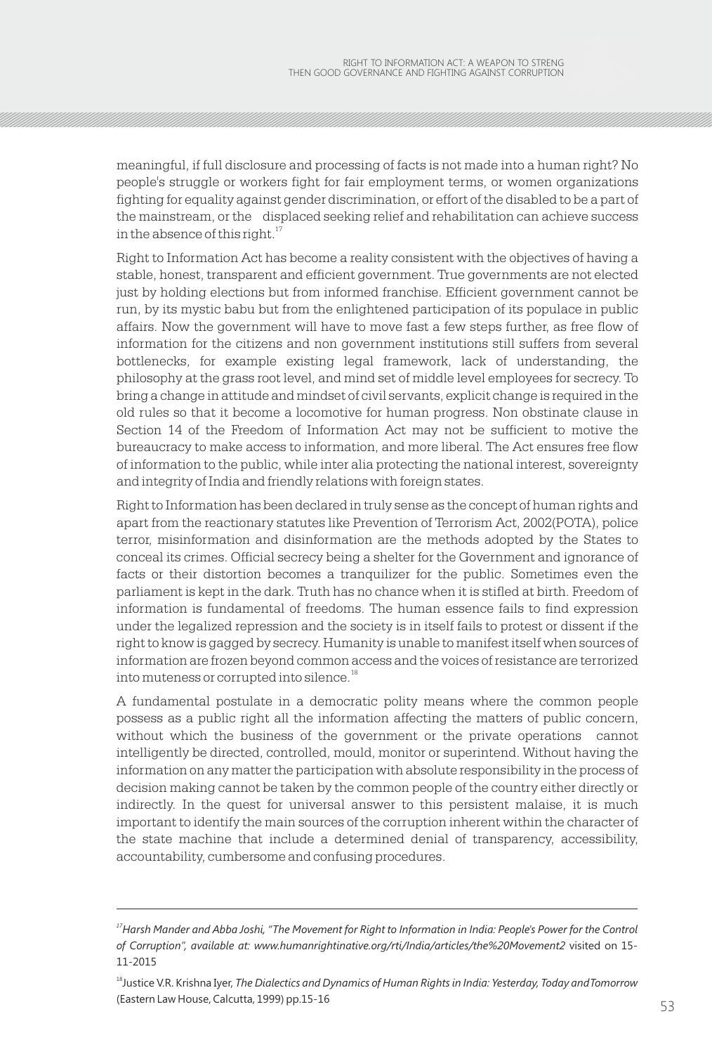meaningful, if full disclosure and processing of facts is not made into a human right? No people's struggle or workers fight for fair employment terms, or women organizations fighting for equality against gender discrimination, or effort of the disabled to be a part of the mainstream, or the displaced seeking relief and rehabilitation can achieve success in the absence of this right.[17]

Right to Information Act has become a reality consistent with the objectives of having a stable, honest, transparent and efficient government. True governments are not elected just by holding elections but from informed franchise. Efficient government cannot be run, by its mystic babu but from the enlightened participation of its populace in public affairs. Now the government will have to move fast a few steps further, as free flow of information for the citizens and non government institutions still suffers from several bottlenecks, for example existing legal framework, lack of understanding, the philosophy at the grass root level, and mind set of middle level employees for secrecy. To bring a change in attitude and mindset of civil servants, explicit change is required in the old rules so that it become a locomotive for human progress. Non obstinate clause in Section 14 of the Freedom of Information Act may not be sufficient to motive the bureaucracy to make access to information, and more liberal. The Act ensures free flow of information to the public, while inter alia protecting the national interest, sovereignty and integrity of India and friendly relations with foreign states.

Right to Information has been declared in truly sense as the concept of human rights and apart from the reactionary statutes like Prevention of Terrorism Act, 2002(POTA), police terror, misinformation and disinformation are the methods adopted by the States to conceal its crimes. Official secrecy being a shelter for the Government and ignorance of facts or their distortion becomes a tranquilizer for the public. Sometimes even the parliament is kept in the dark. Truth has no chance when it is stifled at birth. Freedom of information is fundamental of freedoms. The human essence fails to find expression under the legalized repression and the society is in itself fails to protest or dissent if the right to know is gagged by secrecy. Humanity is unable to manifest itself when sources of information are frozen beyond common access and the voices of resistance are terrorized into muteness or corrupted into silence.[18]

A fundamental postulate in a democratic polity means where the common people possess as a public right all the information affecting the matters of public concern, without which the business of the government or the private operations cannot intelligently be directed, controlled, mould, monitor or superintend. Without having the information on any matter the participation with absolute responsibility in the process of decision making cannot be taken by the common people of the country either directly or indirectly. In the quest for universal answer to this persistent malaise, it is much important to identify the main sources of the corruption inherent within the character of the state machine that include a determined denial of transparency, accessibility, accountability, cumbersome and confusing procedures.

---

[17] *Harsh Mander and Abba Joshi, "The Movement for Right to Information in India: People's Power for the Control of Corruption", available at: www.humanrightinative.org/rti/India/articles/the%20Movement2* visited on 15-11-2015

[18] Justice V.R. Krishna Iyer, *The Dialectics and Dynamics of Human Rights in India: Yesterday, Today and Tomorrow* (Eastern Law House, Calcutta, 1999) pp.15-16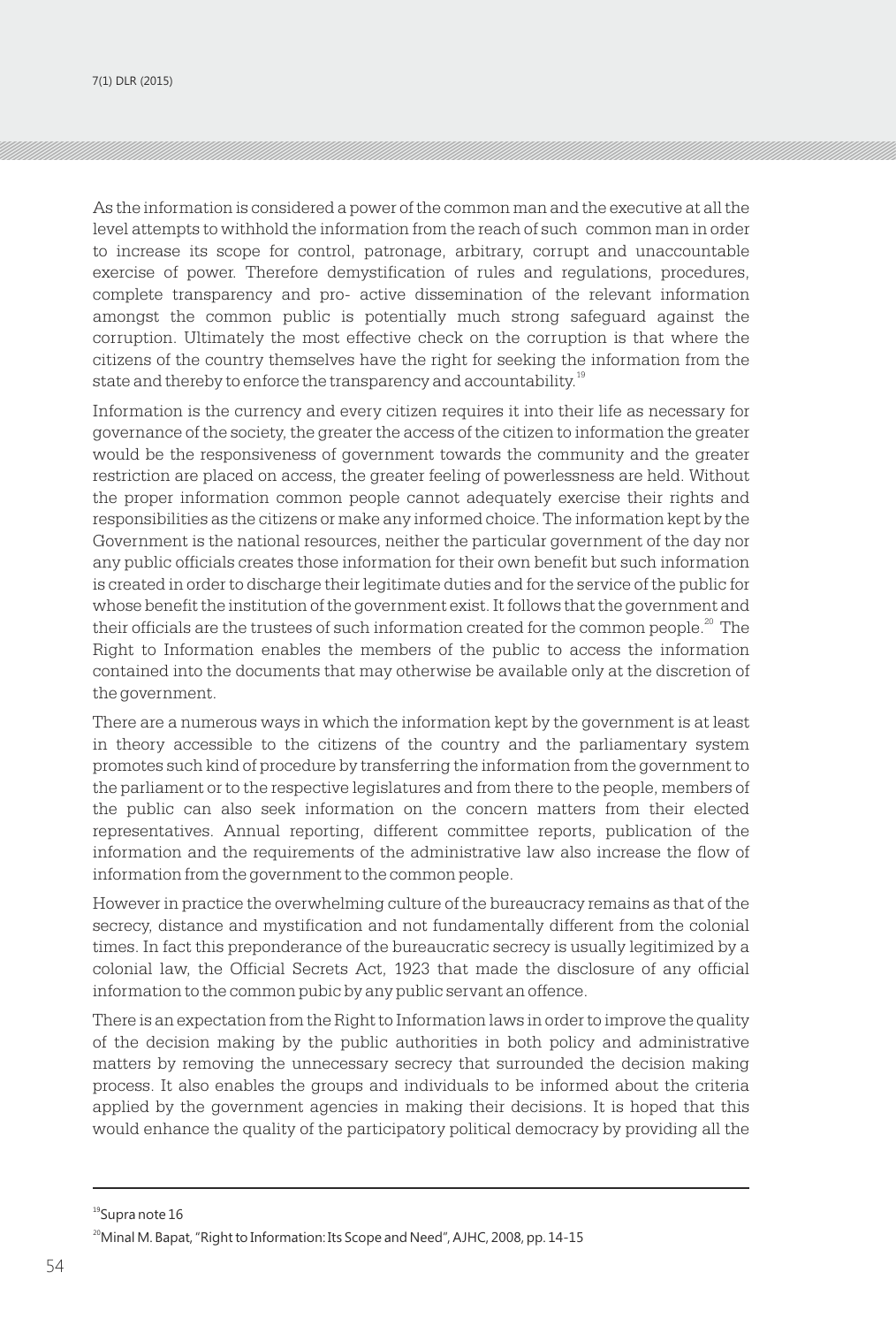As the information is considered a power of the common man and the executive at all the level attempts to withhold the information from the reach of such common man in order to increase its scope for control, patronage, arbitrary, corrupt and unaccountable exercise of power. Therefore demystification of rules and regulations, procedures, complete transparency and pro- active dissemination of the relevant information amongst the common public is potentially much strong safeguard against the corruption. Ultimately the most effective check on the corruption is that where the citizens of the country themselves have the right for seeking the information from the state and thereby to enforce the transparency and accountability.[19]

Information is the currency and every citizen requires it into their life as necessary for governance of the society, the greater the access of the citizen to information the greater would be the responsiveness of government towards the community and the greater restriction are placed on access, the greater feeling of powerlessness are held. Without the proper information common people cannot adequately exercise their rights and responsibilities as the citizens or make any informed choice. The information kept by the Government is the national resources, neither the particular government of the day nor any public officials creates those information for their own benefit but such information is created in order to discharge their legitimate duties and for the service of the public for whose benefit the institution of the government exist. It follows that the government and their officials are the trustees of such information created for the common people.[20] The Right to Information enables the members of the public to access the information contained into the documents that may otherwise be available only at the discretion of the government.

There are a numerous ways in which the information kept by the government is at least in theory accessible to the citizens of the country and the parliamentary system promotes such kind of procedure by transferring the information from the government to the parliament or to the respective legislatures and from there to the people, members of the public can also seek information on the concern matters from their elected representatives. Annual reporting, different committee reports, publication of the information and the requirements of the administrative law also increase the flow of information from the government to the common people.

However in practice the overwhelming culture of the bureaucracy remains as that of the secrecy, distance and mystification and not fundamentally different from the colonial times. In fact this preponderance of the bureaucratic secrecy is usually legitimized by a colonial law, the Official Secrets Act, 1923 that made the disclosure of any official information to the common pubic by any public servant an offence.

There is an expectation from the Right to Information laws in order to improve the quality of the decision making by the public authorities in both policy and administrative matters by removing the unnecessary secrecy that surrounded the decision making process. It also enables the groups and individuals to be informed about the criteria applied by the government agencies in making their decisions. It is hoped that this would enhance the quality of the participatory political democracy by providing all the

---

[19] Supra note 16

[20] Minal M. Bapat, "Right to Information: Its Scope and Need", AJHC, 2008, pp. 14-15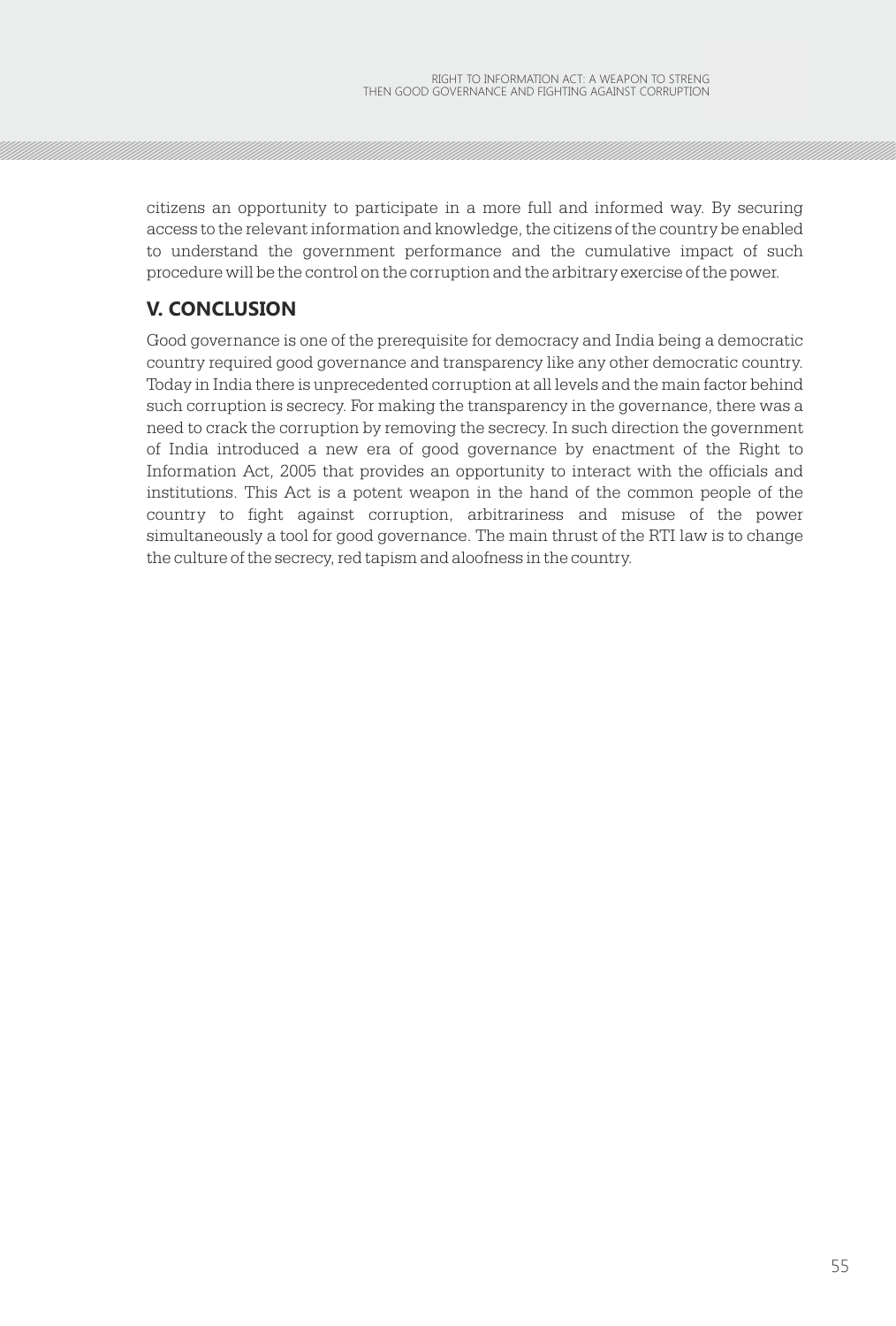citizens an opportunity to participate in a more full and informed way. By securing access to the relevant information and knowledge, the citizens of the country be enabled to understand the government performance and the cumulative impact of such procedure will be the control on the corruption and the arbitrary exercise of the power.

## V. CONCLUSION

Good governance is one of the prerequisite for democracy and India being a democratic country required good governance and transparency like any other democratic country. Today in India there is unprecedented corruption at all levels and the main factor behind such corruption is secrecy. For making the transparency in the governance, there was a need to crack the corruption by removing the secrecy. In such direction the government of India introduced a new era of good governance by enactment of the Right to Information Act, 2005 that provides an opportunity to interact with the officials and institutions. This Act is a potent weapon in the hand of the common people of the country to fight against corruption, arbitrariness and misuse of the power simultaneously a tool for good governance. The main thrust of the RTI law is to change the culture of the secrecy, red tapism and aloofness in the country.